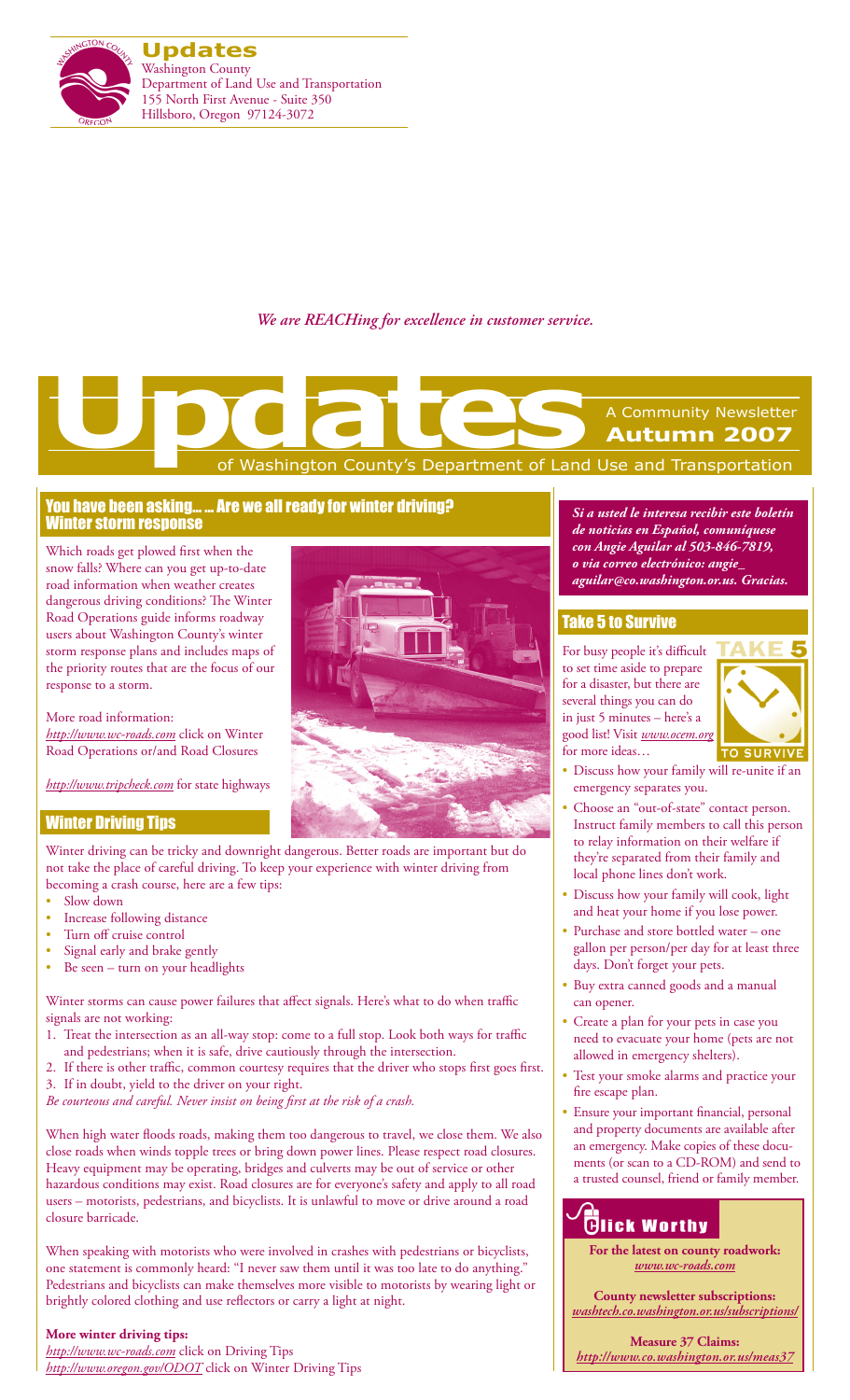**Updates**

Washington County
Department of Land Use and Transportation
155 North First Avenue - Suite 350
Hillsboro, Oregon 97124-3072

*We are REACHing for excellence in customer service.*

# Updates

A Community Newsletter
**Autumn 2007**
of Washington County's Department of Land Use and Transportation

## You have been asking… … Are we all ready for winter driving? Winter storm response

Which roads get plowed first when the snow falls? Where can you get up-to-date road information when weather creates dangerous driving conditions? The Winter Road Operations guide informs roadway users about Washington County's winter storm response plans and includes maps of the priority routes that are the focus of our response to a storm.

More road information:
*http://www.wc-roads.com* click on Winter Road Operations or/and Road Closures

*http://www.tripcheck.com* for state highways

## Winter Driving Tips

Winter driving can be tricky and downright dangerous. Better roads are important but do not take the place of careful driving. To keep your experience with winter driving from becoming a crash course, here are a few tips:

- Slow down
- Increase following distance
- Turn off cruise control
- Signal early and brake gently
- Be seen – turn on your headlights

Winter storms can cause power failures that affect signals. Here's what to do when traffic signals are not working:

1. Treat the intersection as an all-way stop: come to a full stop. Look both ways for traffic and pedestrians; when it is safe, drive cautiously through the intersection.
2. If there is other traffic, common courtesy requires that the driver who stops first goes first.
3. If in doubt, yield to the driver on your right.

*Be courteous and careful. Never insist on being first at the risk of a crash.*

When high water floods roads, making them too dangerous to travel, we close them. We also close roads when winds topple trees or bring down power lines. Please respect road closures. Heavy equipment may be operating, bridges and culverts may be out of service or other hazardous conditions may exist. Road closures are for everyone's safety and apply to all road users – motorists, pedestrians, and bicyclists. It is unlawful to move or drive around a road closure barricade.

When speaking with motorists who were involved in crashes with pedestrians or bicyclists, one statement is commonly heard: "I never saw them until it was too late to do anything." Pedestrians and bicyclists can make themselves more visible to motorists by wearing light or brightly colored clothing and use reflectors or carry a light at night.

**More winter driving tips:**
*http://www.wc-roads.com* click on Driving Tips
*http://www.oregon.gov/ODOT* click on Winter Driving Tips

***Si a usted le interesa recibir este boletín de noticias en Español, comuníquese con Angie Aguilar al 503-846-7819, o via correo electrónico: angie_aguilar@co.washington.or.us. Gracias.***

## Take 5 to Survive

For busy people it's difficult to set time aside to prepare for a disaster, but there are several things you can do in just 5 minutes – here's a good list! Visit *www.ocem.org* for more ideas…

- Discuss how your family will re-unite if an emergency separates you.
- Choose an "out-of-state" contact person. Instruct family members to call this person to relay information on their welfare if they're separated from their family and local phone lines don't work.
- Discuss how your family will cook, light and heat your home if you lose power.
- Purchase and store bottled water – one gallon per person/per day for at least three days. Don't forget your pets.
- Buy extra canned goods and a manual can opener.
- Create a plan for your pets in case you need to evacuate your home (pets are not allowed in emergency shelters).
- Test your smoke alarms and practice your fire escape plan.
- Ensure your important financial, personal and property documents are available after an emergency. Make copies of these documents (or scan to a CD-ROM) and send to a trusted counsel, friend or family member.

## Click Worthy

**For the latest on county roadwork:**
*www.wc-roads.com*

**County newsletter subscriptions:**
*washtech.co.washington.or.us/subscriptions/*

**Measure 37 Claims:**
*http://www.co.washington.or.us/meas37*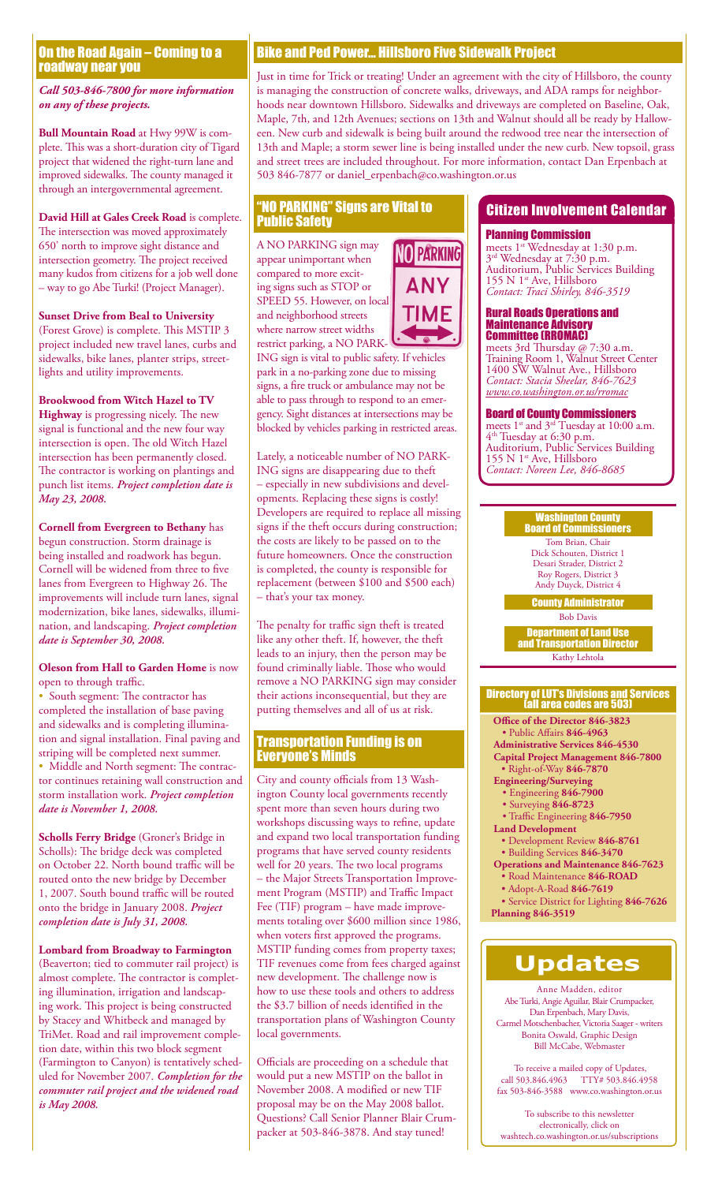## On the Road Again – Coming to a roadway near you

***Call 503-846-7800 for more information on any of these projects.***

**Bull Mountain Road** at Hwy 99W is complete. This was a short-duration city of Tigard project that widened the right-turn lane and improved sidewalks. The county managed it through an intergovernmental agreement.

**David Hill at Gales Creek Road** is complete. The intersection was moved approximately 650' north to improve sight distance and intersection geometry. The project received many kudos from citizens for a job well done – way to go Abe Turki! (Project Manager).

**Sunset Drive from Beal to University** (Forest Grove) is complete. This MSTIP 3 project included new travel lanes, curbs and sidewalks, bike lanes, planter strips, streetlights and utility improvements.

**Brookwood from Witch Hazel to TV Highway** is progressing nicely. The new signal is functional and the new four way intersection is open. The old Witch Hazel intersection has been permanently closed. The contractor is working on plantings and punch list items. ***Project completion date is May 23, 2008.***

**Cornell from Evergreen to Bethany** has begun construction. Storm drainage is being installed and roadwork has begun. Cornell will be widened from three to five lanes from Evergreen to Highway 26. The improvements will include turn lanes, signal modernization, bike lanes, sidewalks, illumination, and landscaping. ***Project completion date is September 30, 2008.***

**Oleson from Hall to Garden Home** is now open to through traffic.

- South segment: The contractor has completed the installation of base paving and sidewalks and is completing illumination and signal installation. Final paving and striping will be completed next summer.
- Middle and North segment: The contractor continues retaining wall construction and storm installation work. ***Project completion date is November 1, 2008.***

**Scholls Ferry Bridge** (Groner's Bridge in Scholls): The bridge deck was completed on October 22. North bound traffic will be routed onto the new bridge by December 1, 2007. South bound traffic will be routed onto the bridge in January 2008. ***Project completion date is July 31, 2008.***

**Lombard from Broadway to Farmington** (Beaverton; tied to commuter rail project) is almost complete. The contractor is completing illumination, irrigation and landscaping work. This project is being constructed by Stacey and Whitbeck and managed by TriMet. Road and rail improvement completion date, within this two block segment (Farmington to Canyon) is tentatively scheduled for November 2007. ***Completion for the commuter rail project and the widened road is May 2008.***

## Bike and Ped Power... Hillsboro Five Sidewalk Project

Just in time for Trick or treating! Under an agreement with the city of Hillsboro, the county is managing the construction of concrete walks, driveways, and ADA ramps for neighborhoods near downtown Hillsboro. Sidewalks and driveways are completed on Baseline, Oak, Maple, 7th, and 12th Avenues; sections on 13th and Walnut should all be ready by Halloween. New curb and sidewalk is being built around the redwood tree near the intersection of 13th and Maple; a storm sewer line is being installed under the new curb. New topsoil, grass and street trees are included throughout. For more information, contact Dan Erpenbach at 503 846-7877 or daniel_erpenbach@co.washington.or.us

## "NO PARKING" Signs are Vital to Public Safety

NO PARKING ANY TIME

A NO PARKING sign may appear unimportant when compared to more exciting signs such as STOP or SPEED 55. However, on local and neighborhood streets where narrow street widths restrict parking, a NO PARKING sign is vital to public safety. If vehicles park in a no-parking zone due to missing signs, a fire truck or ambulance may not be able to pass through to respond to an emergency. Sight distances at intersections may be blocked by vehicles parking in restricted areas.

Lately, a noticeable number of NO PARKING signs are disappearing due to theft – especially in new subdivisions and developments. Replacing these signs is costly! Developers are required to replace all missing signs if the theft occurs during construction; the costs are likely to be passed on to the future homeowners. Once the construction is completed, the county is responsible for replacement (between $100 and $500 each) – that's your tax money.

The penalty for traffic sign theft is treated like any other theft. If, however, the theft leads to an injury, then the person may be found criminally liable. Those who would remove a NO PARKING sign may consider their actions inconsequential, but they are putting themselves and all of us at risk.

## Transportation Funding is on Everyone's Minds

City and county officials from 13 Washington County local governments recently spent more than seven hours during two workshops discussing ways to refine, update and expand two local transportation funding programs that have served county residents well for 20 years. The two local programs – the Major Streets Transportation Improvement Program (MSTIP) and Traffic Impact Fee (TIF) program – have made improvements totaling over $600 million since 1986, when voters first approved the programs. MSTIP funding comes from property taxes; TIF revenues come from fees charged against new development. The challenge now is how to use these tools and others to address the $3.7 billion of needs identified in the transportation plans of Washington County local governments.

Officials are proceeding on a schedule that would put a new MSTIP on the ballot in November 2008. A modified or new TIF proposal may be on the May 2008 ballot. Questions? Call Senior Planner Blair Crumpacker at 503-846-3878. And stay tuned!

## Citizen Involvement Calendar

### Planning Commission

meets 1st Wednesday at 1:30 p.m.
3rd Wednesday at 7:30 p.m.
Auditorium, Public Services Building
155 N 1st Ave, Hillsboro
*Contact: Traci Shirley, 846-3519*

### Rural Roads Operations and Maintenance Advisory Committee (RROMAC)

meets 3rd Thursday @ 7:30 a.m.
Training Room 1, Walnut Street Center
1400 SW Walnut Ave., Hillsboro
*Contact: Stacia Sheelar, 846-7623*
*www.co.washington.or.us/rromac*

### Board of County Commissioners

meets 1st and 3rd Tuesday at 10:00 a.m.
4th Tuesday at 6:30 p.m.
Auditorium, Public Services Building
155 N 1st Ave, Hillsboro
*Contact: Noreen Lee, 846-8685*

### Washington County Board of Commissioners

Tom Brian, Chair
Dick Schouten, District 1
Desari Strader, District 2
Roy Rogers, District 3
Andy Duyck, District 4

### County Administrator

Bob Davis

### Department of Land Use and Transportation Director

Kathy Lehtola

### Directory of LUT's Divisions and Services (all area codes are 503)

**Office of the Director 846-3823**
- Public Affairs **846-4963**

**Administrative Services 846-4530**

**Capital Project Management 846-7800**
- Right-of-Way **846-7870**

**Engineering/Surveying**
- Engineering **846-7900**
- Surveying **846-8723**
- Traffic Engineering **846-7950**

**Land Development**
- Development Review **846-8761**
- Building Services **846-3470**

**Operations and Maintenance 846-7623**
- Road Maintenance **846-ROAD**
- Adopt-A-Road **846-7619**
- Service District for Lighting **846-7626**

**Planning 846-3519**

# Updates

Anne Madden, editor
Abe Turki, Angie Aguilar, Blair Crumpacker, Dan Erpenbach, Mary Davis, Carmel Motschenbacher, Victoria Saager - writers
Bonita Oswald, Graphic Design
Bill McCabe, Webmaster

To receive a mailed copy of Updates, call 503.846.4963 TTY# 503.846.4958 fax 503-846-3588 www.co.washington.or.us

To subscribe to this newsletter electronically, click on washtech.co.washington.or.us/subscriptions